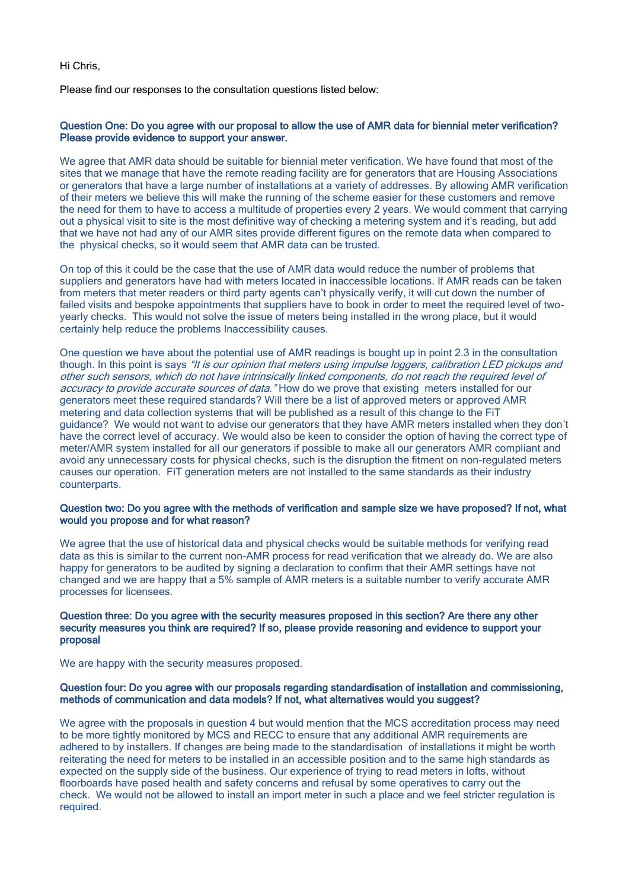Hi Chris,

Please find our responses to the consultation questions listed below:

**Question One: Do you agree with our proposal to allow the use of AMR data for biennial meter verification? Please provide evidence to support your answer.**

We agree that AMR data should be suitable for biennial meter verification. We have found that most of the sites that we manage that have the remote reading facility are for generators that are Housing Associations or generators that have a large number of installations at a variety of addresses. By allowing AMR verification of their meters we believe this will make the running of the scheme easier for these customers and remove the need for them to have to access a multitude of properties every 2 years. We would comment that carrying out a physical visit to site is the most definitive way of checking a metering system and it's reading, but add that we have not had any of our AMR sites provide different figures on the remote data when compared to the physical checks, so it would seem that AMR data can be trusted.

On top of this it could be the case that the use of AMR data would reduce the number of problems that suppliers and generators have had with meters located in inaccessible locations. If AMR reads can be taken from meters that meter readers or third party agents can't physically verify, it will cut down the number of failed visits and bespoke appointments that suppliers have to book in order to meet the required level of two-yearly checks. This would not solve the issue of meters being installed in the wrong place, but it would certainly help reduce the problems Inaccessibility causes.

One question we have about the potential use of AMR readings is bought up in point 2.3 in the consultation though. In this point is says *"It is our opinion that meters using impulse loggers, calibration LED pickups and other such sensors, which do not have intrinsically linked components, do not reach the required level of accuracy to provide accurate sources of data."* How do we prove that existing meters installed for our generators meet these required standards? Will there be a list of approved meters or approved AMR metering and data collection systems that will be published as a result of this change to the FiT guidance? We would not want to advise our generators that they have AMR meters installed when they don't have the correct level of accuracy. We would also be keen to consider the option of having the correct type of meter/AMR system installed for all our generators if possible to make all our generators AMR compliant and avoid any unnecessary costs for physical checks, such is the disruption the fitment on non-regulated meters causes our operation. FiT generation meters are not installed to the same standards as their industry counterparts.

**Question two: Do you agree with the methods of verification and sample size we have proposed? If not, what would you propose and for what reason?**

We agree that the use of historical data and physical checks would be suitable methods for verifying read data as this is similar to the current non-AMR process for read verification that we already do. We are also happy for generators to be audited by signing a declaration to confirm that their AMR settings have not changed and we are happy that a 5% sample of AMR meters is a suitable number to verify accurate AMR processes for licensees.

**Question three: Do you agree with the security measures proposed in this section? Are there any other security measures you think are required? If so, please provide reasoning and evidence to support your proposal**

We are happy with the security measures proposed.

**Question four: Do you agree with our proposals regarding standardisation of installation and commissioning, methods of communication and data models? If not, what alternatives would you suggest?**

We agree with the proposals in question 4 but would mention that the MCS accreditation process may need to be more tightly monitored by MCS and RECC to ensure that any additional AMR requirements are adhered to by installers. If changes are being made to the standardisation of installations it might be worth reiterating the need for meters to be installed in an accessible position and to the same high standards as expected on the supply side of the business. Our experience of trying to read meters in lofts, without floorboards have posed health and safety concerns and refusal by some operatives to carry out the check. We would not be allowed to install an import meter in such a place and we feel stricter regulation is required.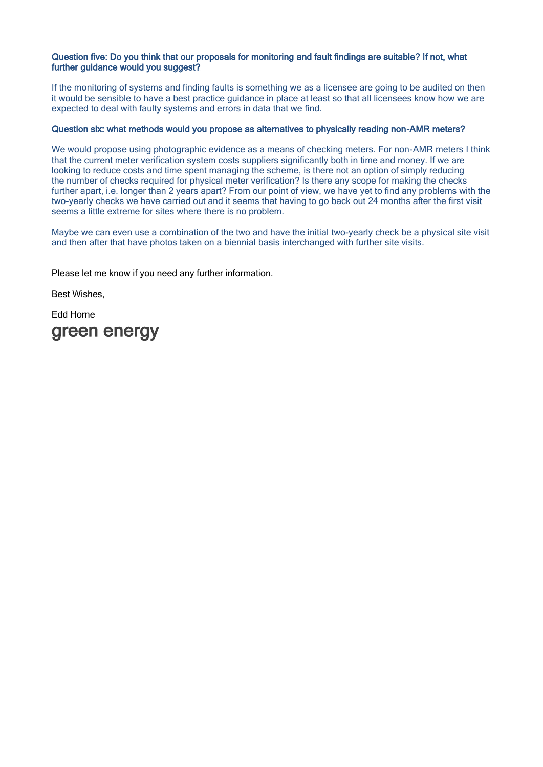**Question five: Do you think that our proposals for monitoring and fault findings are suitable? If not, what further guidance would you suggest?**

If the monitoring of systems and finding faults is something we as a licensee are going to be audited on then it would be sensible to have a best practice guidance in place at least so that all licensees know how we are expected to deal with faulty systems and errors in data that we find.

**Question six: what methods would you propose as alternatives to physically reading non-AMR meters?**

We would propose using photographic evidence as a means of checking meters. For non-AMR meters I think that the current meter verification system costs suppliers significantly both in time and money. If we are looking to reduce costs and time spent managing the scheme, is there not an option of simply reducing the number of checks required for physical meter verification? Is there any scope for making the checks further apart, i.e. longer than 2 years apart? From our point of view, we have yet to find any problems with the two-yearly checks we have carried out and it seems that having to go back out 24 months after the first visit seems a little extreme for sites where there is no problem.

Maybe we can even use a combination of the two and have the initial two-yearly check be a physical site visit and then after that have photos taken on a biennial basis interchanged with further site visits.

Please let me know if you need any further information.

Best Wishes,

Edd Horne

green energy